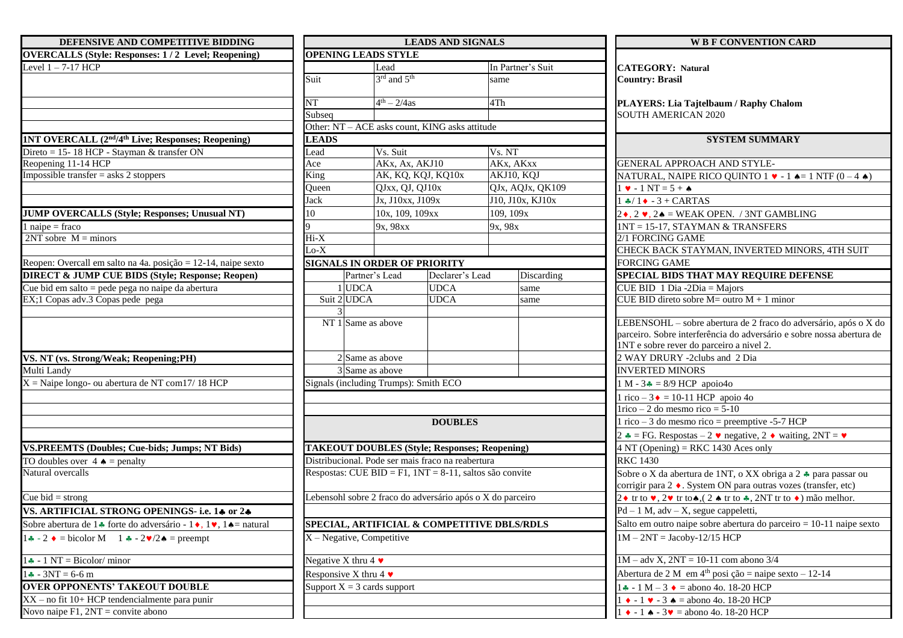## DEFENSIVE AND COMPETITIVE BIDDING

**OVERCALLS (Style: Responses: 1 / 2 Level; Reopening)**

Level 1 – 7-17 HCP

**1NT OVERCALL (2nd/4th Live; Responses; Reopening)**

Direto = 15- 18 HCP - Stayman & transfer ON

Reopening 11-14 HCP

Impossible transfer = asks 2 stoppers

**JUMP OVERCALLS (Style; Responses; Unusual NT)**

1 naipe = fraco

2NT sobre M = minors

Reopen: Overcall em salto na 4a. posição = 12-14, naipe sexto

**DIRECT & JUMP CUE BIDS (Style; Response; Reopen)**

Cue bid em salto = pede pega no naipe da abertura

EX;1 Copas adv.3 Copas pede pega

**VS. NT (vs. Strong/Weak; Reopening;PH)**

Multi Landy

X = Naipe longo- ou abertura de NT com17/ 18 HCP

**VS.PREEMTS (Doubles; Cue-bids; Jumps; NT Bids)**

TO doubles over 4 ♠ = penalty

Natural overcalls

Cue bid = strong

**VS. ARTIFICIAL STRONG OPENINGS- i.e. 1♣ or 2♣**

Sobre abertura de 1♣ forte do adversário - 1♦, 1♥, 1♠= natural

1♣ - 2 ♦ = bicolor M 1 ♣ - 2♥/2♠ = preempt

1♣ - 1 NT = Bicolor/ minor

1♣ - 3NT = 6-6 m

**OVER OPPONENTS' TAKEOUT DOUBLE**

XX – no fit 10+ HCP tendencialmente para punir

Novo naipe F1, 2NT = convite abono

## LEADS AND SIGNALS

**OPENING LEADS STYLE**

| | Lead | In Partner's Suit |
|---|---|---|
| Suit | 3rd and 5th | same |
| NT | 4th – 2/4as | 4Th |
| Subseq | | |

Other: NT – ACE asks count, KING asks attitude

**LEADS**

| Lead | Vs. Suit | Vs. NT |
|---|---|---|
| Ace | AKx, Ax, AKJ10 | AKx, AKxx |
| King | AK, KQ, KQJ, KQ10x | AKJ10, KQJ |
| Queen | QJxx, QJ, QJ10x | QJx, AQJx, QK109 |
| Jack | Jx, J10xx, J109x | J10, J10x, KJ10x |
| 10 | 10x, 109, 109xx | 109, 109x |
| 9 | 9x, 98xx | 9x, 98x |
| Hi-X | | |
| Lo-X | | |

**SIGNALS IN ORDER OF PRIORITY**

| | | Partner's Lead | Declarer's Lead | Discarding |
|---|---|---|---|---|
| Suit | 1 | UDCA | UDCA | same |
| | 2 | UDCA | UDCA | same |
| | 3 | | | |
| NT | 1 | Same as above | | |
| | 2 | Same as above | | |
| | 3 | Same as above | | |

Signals (including Trumps): Smith ECO

## DOUBLES

**TAKEOUT DOUBLES (Style; Responses; Reopening)**

Distribucional. Pode ser mais fraco na reabertura

Respostas: CUE BID = F1, 1NT = 8-11, saltos são convite

Lebensohl sobre 2 fraco do adversário após o X do parceiro

**SPECIAL, ARTIFICIAL & COMPETITIVE DBLS/RDLS**

X – Negative, Competitive

Negative X thru 4 ♥

Responsive X thru 4 ♥

Support X = 3 cards support

## W B F CONVENTION CARD

**CATEGORY: Natural**

**Country: Brasil**

**PLAYERS: Lia Tajtelbaum / Raphy Chalom**

SOUTH AMERICAN 2020

## SYSTEM SUMMARY

GENERAL APPROACH AND STYLE-

NATURAL, NAIPE RICO QUINTO 1 ♥ - 1 ♠= 1 NTF (0 – 4 ♠)

1 ♥ - 1 NT = 5 + ♠

1 ♣/ 1♦ - 3 + CARTAS

2♦, 2 ♥, 2♠ = WEAK OPEN. / 3NT GAMBLING

1NT = 15-17, STAYMAN & TRANSFERS

2/1 FORCING GAME

CHECK BACK STAYMAN, INVERTED MINORS, 4TH SUIT FORCING GAME

**SPECIAL BIDS THAT MAY REQUIRE DEFENSE**

CUE BID 1 Dia -2Dia = Majors

CUE BID direto sobre M= outro M + 1 minor

LEBENSOHL – sobre abertura de 2 fraco do adversário, após o X do parceiro. Sobre interferência do adversário e sobre nossa abertura de 1NT e sobre rever do parceiro a nivel 2.

2 WAY DRURY -2clubs and 2 Dia

INVERTED MINORS

1 M - 3♣ = 8/9 HCP apoio4o

1 rico – 3 ♦ = 10-11 HCP apoio 4o

1rico – 2 do mesmo rico = 5-10

1 rico – 3 do mesmo rico = preemptive -5-7 HCP

2 ♣ = FG. Respostas – 2 ♥ negative, 2 ♦ waiting, 2NT = ♥

4 NT (Opening) = RKC 1430 Aces only

RKC 1430

Sobre o X da abertura de 1NT, o XX obriga a 2 ♣ para passar ou corrigir para 2 ♦. System ON para outras vozes (transfer, etc)

2♦ tr to ♥, 2♥ tr to♠,( 2 ♠ tr to ♣, 2NT tr to ♦) mão melhor.

Pd – 1 M, adv – X, segue cappeletti,

Salto em outro naipe sobre abertura do parceiro = 10-11 naipe sexto

1M – 2NT = Jacoby-12/15 HCP

1M – adv X, 2NT = 10-11 com abono 3/4

Abertura de 2 M em 4th posi ção = naipe sexto – 12-14

1♣ - 1 M – 3 ♦ = abono 4o. 18-20 HCP

1 ♦ - 1 ♥ - 3 ♠ = abono 4o. 18-20 HCP

1 ♦ - 1 ♠ - 3♥ = abono 4o. 18-20 HCP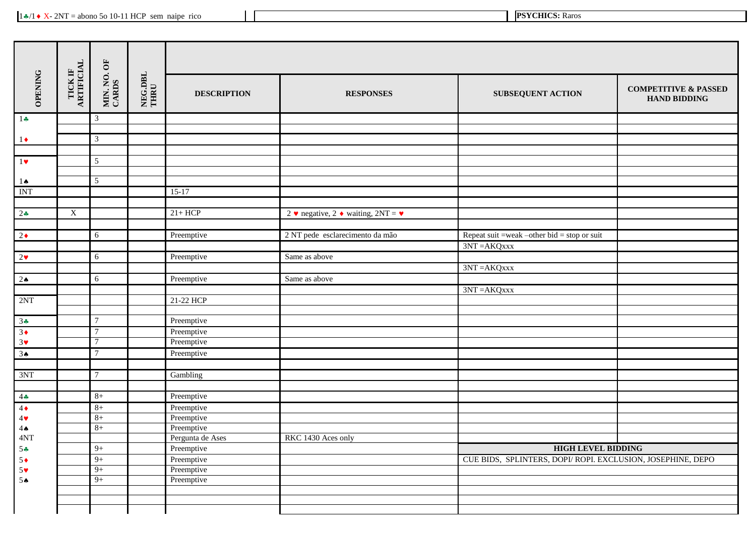1♣/1♦ X- 2NT = abono 5o 10-11 HCP sem naipe rico

**PSYCHICS:** Raros

| OPENING | TICK IF ARTIFICIAL | MIN. NO. OF CARDS | NEG.DBL THRU | DESCRIPTION | RESPONSES | SUBSEQUENT ACTION | COMPETITIVE & PASSED HAND BIDDING |
|---|---|---|---|---|---|---|---|
| 1♣ | | 3 | | | | | |
| | | | | | | | |
| 1♦ | | 3 | | | | | |
| | | | | | | | |
| 1♥ | | 5 | | | | | |
| | | | | | | | |
| 1♠ | | 5 | | | | | |
| INT | | | | 15-17 | | | |
| | | | | | | | |
| 2♣ | X | | | 21+ HCP | 2 ♥ negative, 2 ♦ waiting, 2NT = ♥ | | |
| | | | | | | | |
| 2♦ | | 6 | | Preemptive | 2 NT pede esclarecimento da mão | Repeat suit =weak –other bid = stop or suit | |
| | | | | | | 3NT =AKQxxx | |
| 2♥ | | 6 | | Preemptive | Same as above | | |
| | | | | | | 3NT =AKQxxx | |
| 2♠ | | 6 | | Preemptive | Same as above | | |
| | | | | | | 3NT =AKQxxx | |
| 2NT | | | | 21-22 HCP | | | |
| | | | | | | | |
| 3♣ | | 7 | | Preemptive | | | |
| 3♦ | | 7 | | Preemptive | | | |
| 3♥ | | 7 | | Preemptive | | | |
| 3♠ | | 7 | | Preemptive | | | |
| | | | | | | | |
| 3NT | | 7 | | Gambling | | | |
| | | | | | | | |
| 4♣ | | 8+ | | Preemptive | | | |
| 4♦ | | 8+ | | Preemptive | | | |
| 4♥ | | 8+ | | Preemptive | | | |
| 4♠ | | 8+ | | Preemptive | | | |
| 4NT | | | | Pergunta de Ases | RKC 1430 Aces only | | |
| 5♣ | | 9+ | | Preemptive | | **HIGH LEVEL BIDDING** | |
| 5♦ | | 9+ | | Preemptive | | CUE BIDS, SPLINTERS, DOPI/ ROPI. EXCLUSION, JOSEPHINE, DEPO | |
| 5♥ | | 9+ | | Preemptive | | | |
| 5♠ | | 9+ | | Preemptive | | | |